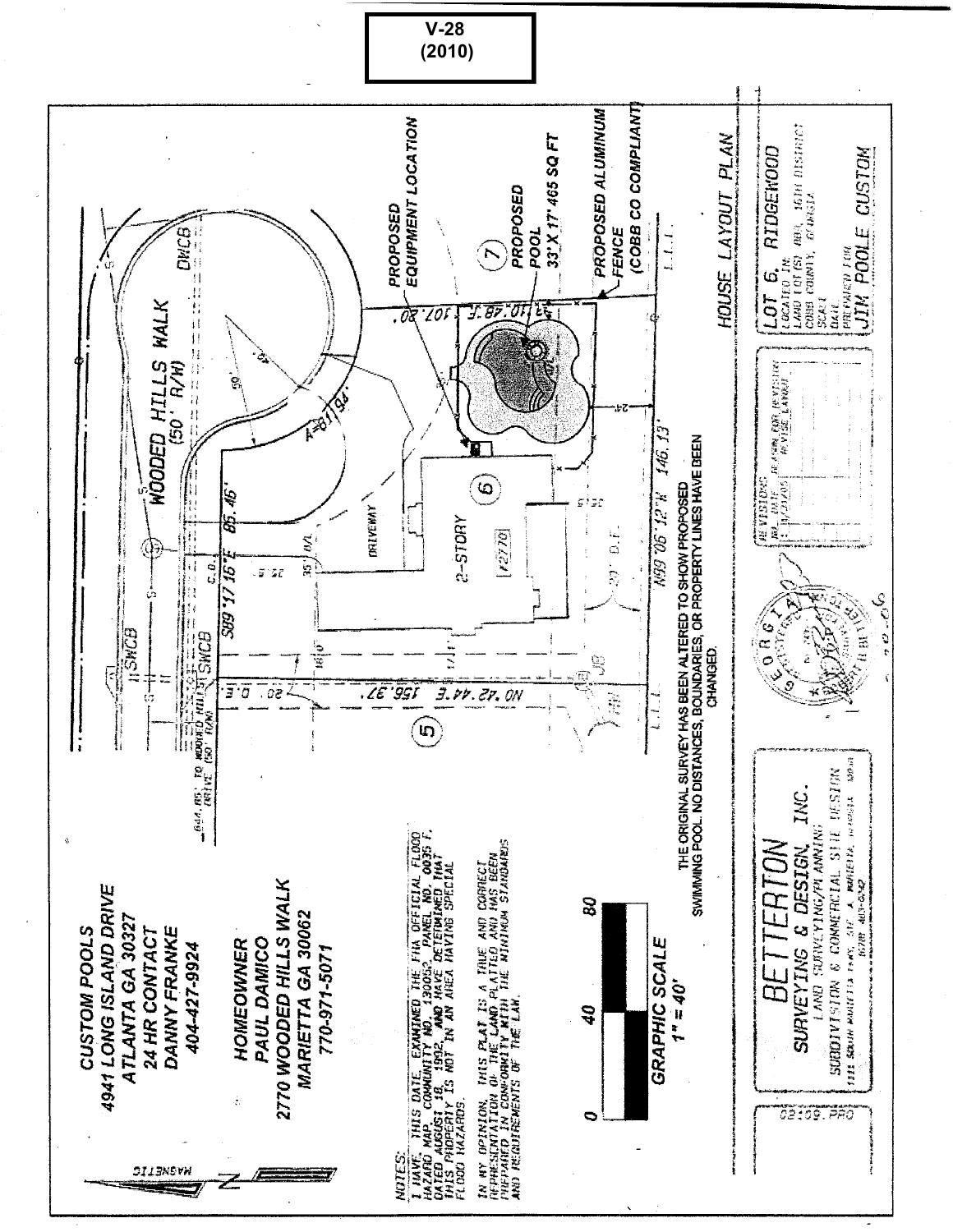**V-28**
**(2010)**

CUSTOM POOLS
4941 LONG ISLAND DRIVE
ATLANTA GA 30327
24 HR CONTACT
DANNY FRANKE
404-427-9924

HOMEOWNER
PAUL DAMICO
2770 WOODED HILLS WALK
MARIETTA GA 30062
770-971-5071

NOTES:
I HAVE, THIS DATE, EXAMINED THE FHA OFFICIAL FLOOD HAZARD MAP, COMMUNITY NO. 130050, PANEL NO. 0035 F, DATED AUGUST 18, 1992, AND HAVE DETERMINED THAT THIS PROPERTY IS NOT IN AN AREA HAVING SPECIAL FLOOD HAZARDS.

IN MY OPINION, THIS PLAT IS A TRUE AND CORRECT REPRESENTATION OF THE LAND PLATTED AND HAS BEEN PREPARED IN CONFORMITY WITH THE MINIMUM STANDARDS AND REQUIREMENTS OF THE LAW.

GRAPHIC SCALE
1" = 40'

0 40 80

WOODED HILLS WALK
(50' R/W)

PROPOSED EQUIPMENT LOCATION

PROPOSED POOL
33' X 17' 465 SQ FT

PROPOSED ALUMINUM FENCE
(COBB CO COMPLIANT)

2-STORY
#2770

DRIVEWAY

S89°17'16"E 85.46'
N0°42'44"E 156.37'
N99°06'12"W 146.13'
N2°10'48"E 107.80'
A=81.94'

THE ORIGINAL SURVEY HAS BEEN ALTERED TO SHOW PROPOSED SWIMMING POOL. NO DISTANCES, BOUNDARIES, OR PROPERTY LINES HAVE BEEN CHANGED.

HOUSE LAYOUT PLAN

LOT 6, RIDGEWOOD
LOCATED IN: LAND LOT(S) 880, 16TH DISTRICT
COBB COUNTY, GEORGIA
PREPARED FOR
JIM POOLE CUSTOM

BETTERTON
SURVEYING & DESIGN, INC.
LAND SURVEYING/PLANNING
SUBDIVISION & COMMERCIAL SITE DESIGN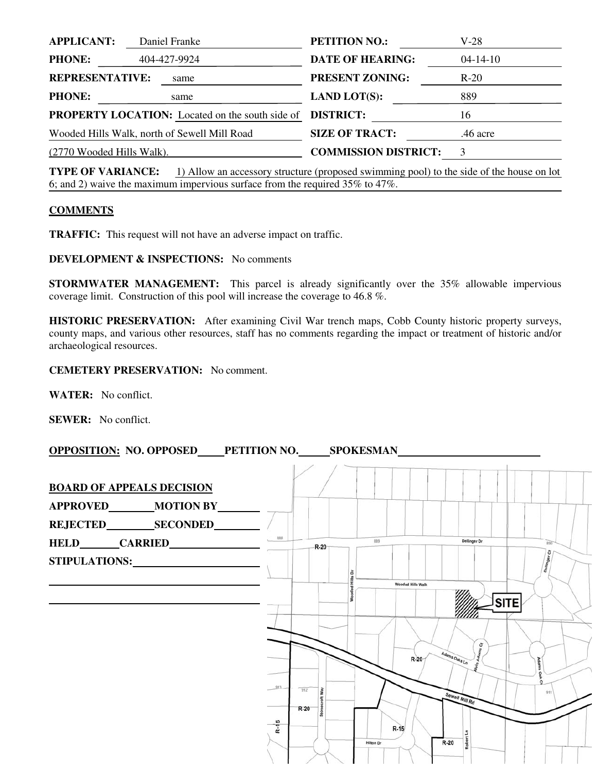| | | | |
|---|---|---|---|
| **APPLICANT:** | Daniel Franke | **PETITION NO.:** | V-28 |
| **PHONE:** | 404-427-9924 | **DATE OF HEARING:** | 04-14-10 |
| **REPRESENTATIVE:** | same | **PRESENT ZONING:** | R-20 |
| **PHONE:** | same | **LAND LOT(S):** | 889 |
| **PROPERTY LOCATION:** | Located on the south side of Wooded Hills Walk, north of Sewell Mill Road (2770 Wooded Hills Walk). | **DISTRICT:** | 16 |
| | | **SIZE OF TRACT:** | .46 acre |
| | | **COMMISSION DISTRICT:** | 3 |

**TYPE OF VARIANCE:** 1) Allow an accessory structure (proposed swimming pool) to the side of the house on lot 6; and 2) waive the maximum impervious surface from the required 35% to 47%.

**COMMENTS**

**TRAFFIC:** This request will not have an adverse impact on traffic.

**DEVELOPMENT & INSPECTIONS:** No comments

**STORMWATER MANAGEMENT:** This parcel is already significantly over the 35% allowable impervious coverage limit. Construction of this pool will increase the coverage to 46.8 %.

**HISTORIC PRESERVATION:** After examining Civil War trench maps, Cobb County historic property surveys, county maps, and various other resources, staff has no comments regarding the impact or treatment of historic and/or archaeological resources.

**CEMETERY PRESERVATION:** No comment.

**WATER:** No conflict.

**SEWER:** No conflict.

**OPPOSITION:** NO. OPPOSED \_\_\_\_ PETITION NO. \_\_\_\_ SPOKESMAN \_\_\_\_\_\_\_\_\_\_

**BOARD OF APPEALS DECISION**

**APPROVED** \_\_\_\_\_\_ **MOTION BY** \_\_\_\_\_\_

**REJECTED** \_\_\_\_\_\_ **SECONDED** \_\_\_\_\_\_

**HELD** \_\_\_\_\_\_ **CARRIED** \_\_\_\_\_\_

**STIPULATIONS:** \_\_\_\_\_\_\_\_\_\_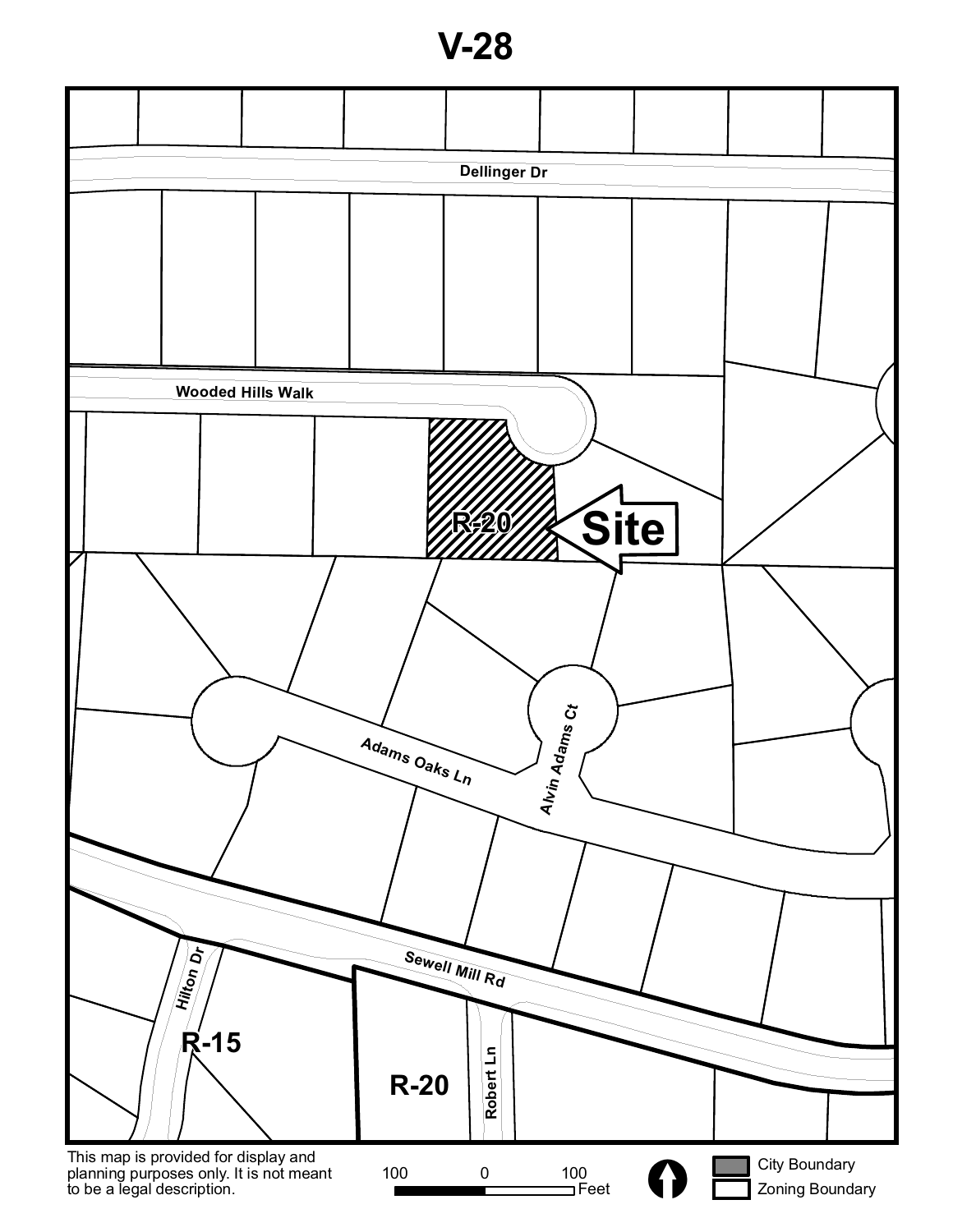# V-28

Dellinger Dr

Wooded Hills Walk

R-20

Site

Adams Oaks Ln

Alvin Adams Ct

Sewell Mill Rd

Hilton Dr

R-15

R-20

Robert Ln

This map is provided for display and planning purposes only. It is not meant to be a legal description.

100 0 100 Feet

City Boundary

Zoning Boundary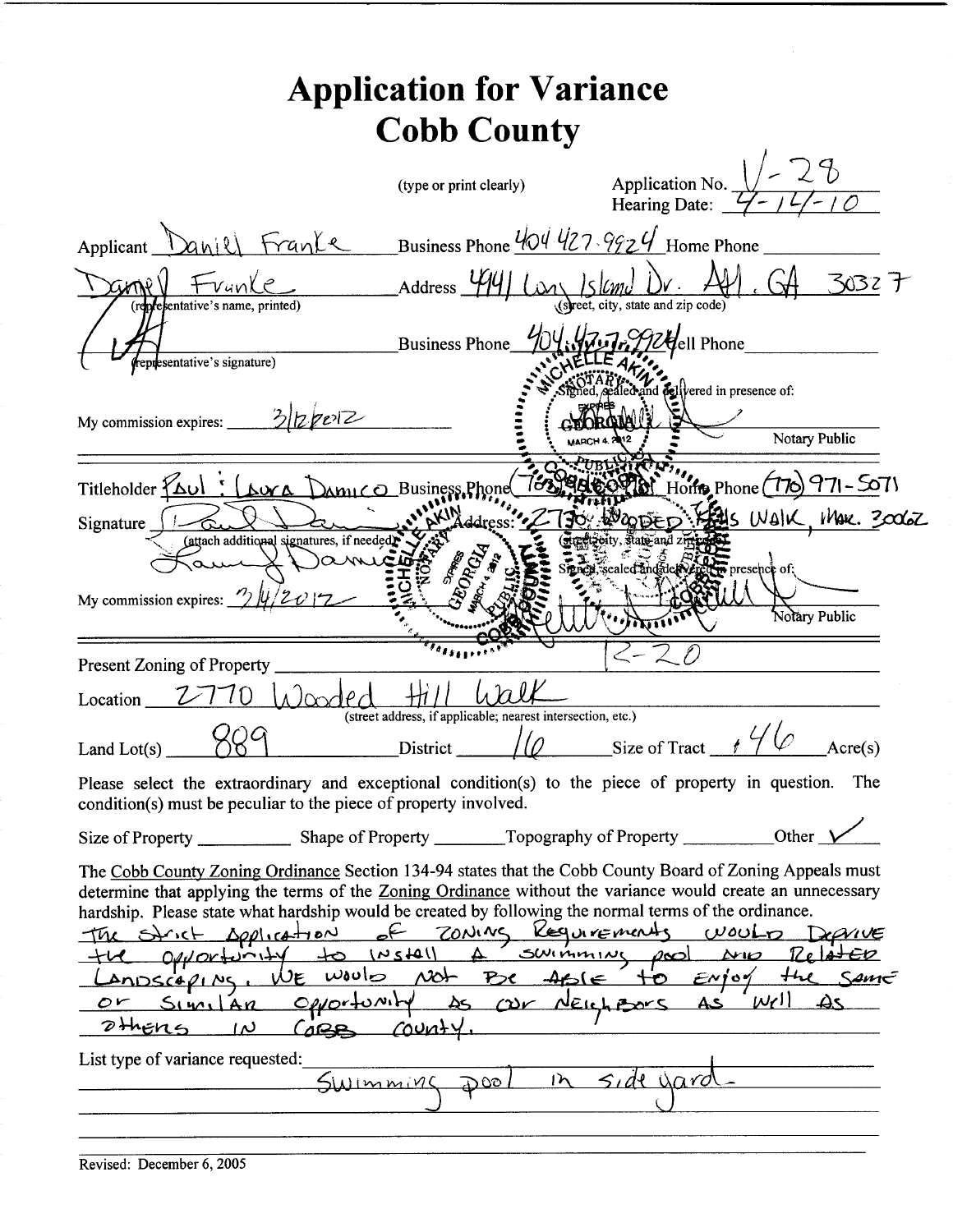# Application for Variance
# Cobb County

(type or print clearly)

Application No. V-28
Hearing Date: 4-14-10

Applicant Daniel Franke Business Phone 404 427.9924 Home Phone ___________

Daniel Franke Address 4941 Long Island Dr. Atl. GA 30327
(representative's name, printed) (street, city, state and zip code)

_________________ Business Phone 404.427.9924 Cell Phone ___________
(representative's signature)

Signed, sealed and delivered in presence of:

My commission expires: 3/12/2012 _________________ Notary Public

Titleholder Paul & Laura Damico Business Phone (___) ___________ Home Phone (770) 971-5071

Signature _________________ Address: 2770 Wooded Hills Walk, Mar. 30062
(attach additional signatures, if needed) (street, city, state and zip code)

Signed, sealed and delivered in presence of:

My commission expires: 3/4/2012 _________________ Notary Public

Present Zoning of Property R-20

Location 2770 Wooded Hill Walk
(street address, if applicable; nearest intersection, etc.)

Land Lot(s) 889 District 16 Size of Tract ±.46 Acre(s)

Please select the extraordinary and exceptional condition(s) to the piece of property in question. The condition(s) must be peculiar to the piece of property involved.

Size of Property _______ Shape of Property _______ Topography of Property _______ Other ✓

The Cobb County Zoning Ordinance Section 134-94 states that the Cobb County Board of Zoning Appeals must determine that applying the terms of the Zoning Ordinance without the variance would create an unnecessary hardship. Please state what hardship would be created by following the normal terms of the ordinance.

The strict application of zoning requirements would deprive the opportunity to install a swimming pool and related landscaping. We would not be able to enjoy the same or similar opportunity as our neighbors as well as others in Cobb County.

List type of variance requested:

Swimming pool in side yard.

Revised: December 6, 2005